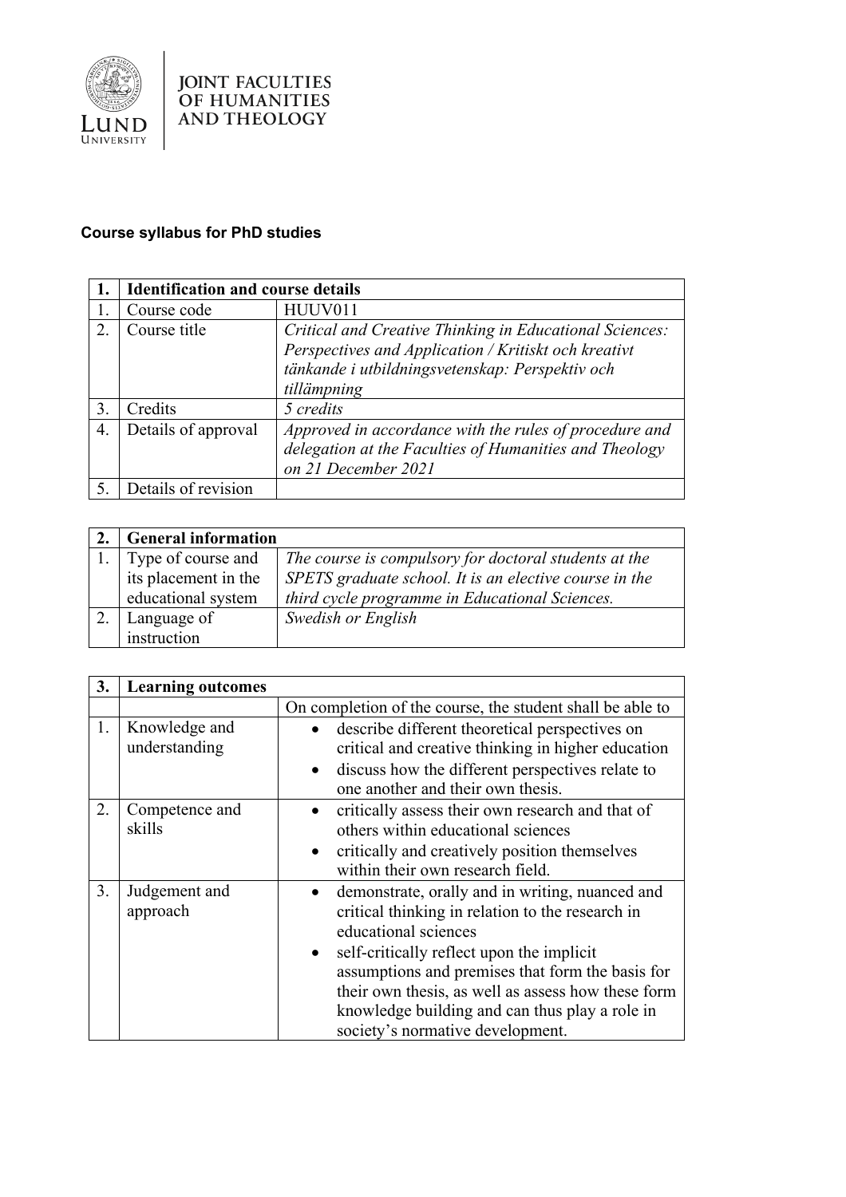JOINT FACULTIES OF HUMANITIES AND THEOLOGY

**Course syllabus for PhD studies**

| 1. | Identification and course details | |
|---|---|---|
| 1. | Course code | HUUV011 |
| 2. | Course title | *Critical and Creative Thinking in Educational Sciences: Perspectives and Application / Kritiskt och kreativt tänkande i utbildningsvetenskap: Perspektiv och tillämpning* |
| 3. | Credits | *5 credits* |
| 4. | Details of approval | *Approved in accordance with the rules of procedure and delegation at the Faculties of Humanities and Theology on 21 December 2021* |
| 5. | Details of revision | |

| 2. | General information | |
|---|---|---|
| 1. | Type of course and its placement in the educational system | *The course is compulsory for doctoral students at the SPETS graduate school. It is an elective course in the third cycle programme in Educational Sciences.* |
| 2. | Language of instruction | *Swedish or English* |

| 3. | Learning outcomes | |
|---|---|---|
| | | On completion of the course, the student shall be able to |
| 1. | Knowledge and understanding | • describe different theoretical perspectives on critical and creative thinking in higher education<br>• discuss how the different perspectives relate to one another and their own thesis. |
| 2. | Competence and skills | • critically assess their own research and that of others within educational sciences<br>• critically and creatively position themselves within their own research field. |
| 3. | Judgement and approach | • demonstrate, orally and in writing, nuanced and critical thinking in relation to the research in educational sciences<br>• self-critically reflect upon the implicit assumptions and premises that form the basis for their own thesis, as well as assess how these form knowledge building and can thus play a role in society's normative development. |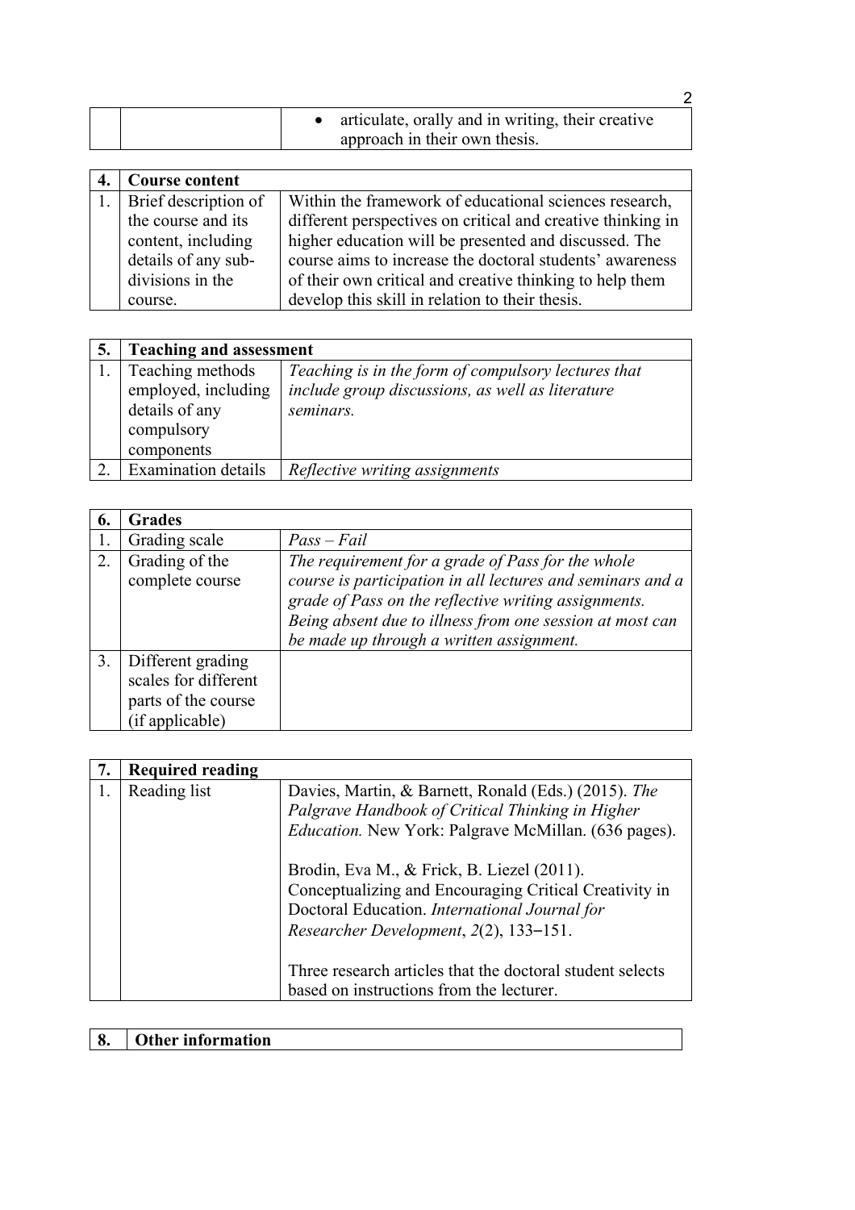| | | • articulate, orally and in writing, their creative approach in their own thesis. |
|---|---|---|

| **4.** | **Course content** | |
|---|---|---|
| 1. | Brief description of the course and its content, including details of any sub-divisions in the course. | Within the framework of educational sciences research, different perspectives on critical and creative thinking in higher education will be presented and discussed. The course aims to increase the doctoral students' awareness of their own critical and creative thinking to help them develop this skill in relation to their thesis. |

| **5.** | **Teaching and assessment** | |
|---|---|---|
| 1. | Teaching methods employed, including details of any compulsory components | *Teaching is in the form of compulsory lectures that include group discussions, as well as literature seminars.* |
| 2. | Examination details | *Reflective writing assignments* |

| **6.** | **Grades** | |
|---|---|---|
| 1. | Grading scale | *Pass – Fail* |
| 2. | Grading of the complete course | *The requirement for a grade of Pass for the whole course is participation in all lectures and seminars and a grade of Pass on the reflective writing assignments. Being absent due to illness from one session at most can be made up through a written assignment.* |
| 3. | Different grading scales for different parts of the course (if applicable) | |

| **7.** | **Required reading** | |
|---|---|---|
| 1. | Reading list | Davies, Martin, & Barnett, Ronald (Eds.) (2015). *The Palgrave Handbook of Critical Thinking in Higher Education.* New York: Palgrave McMillan. (636 pages).<br><br>Brodin, Eva M., & Frick, B. Liezel (2011). Conceptualizing and Encouraging Critical Creativity in Doctoral Education. *International Journal for Researcher Development*, *2*(2), 133–151.<br><br>Three research articles that the doctoral student selects based on instructions from the lecturer. |

| **8.** | **Other information** |
|---|---|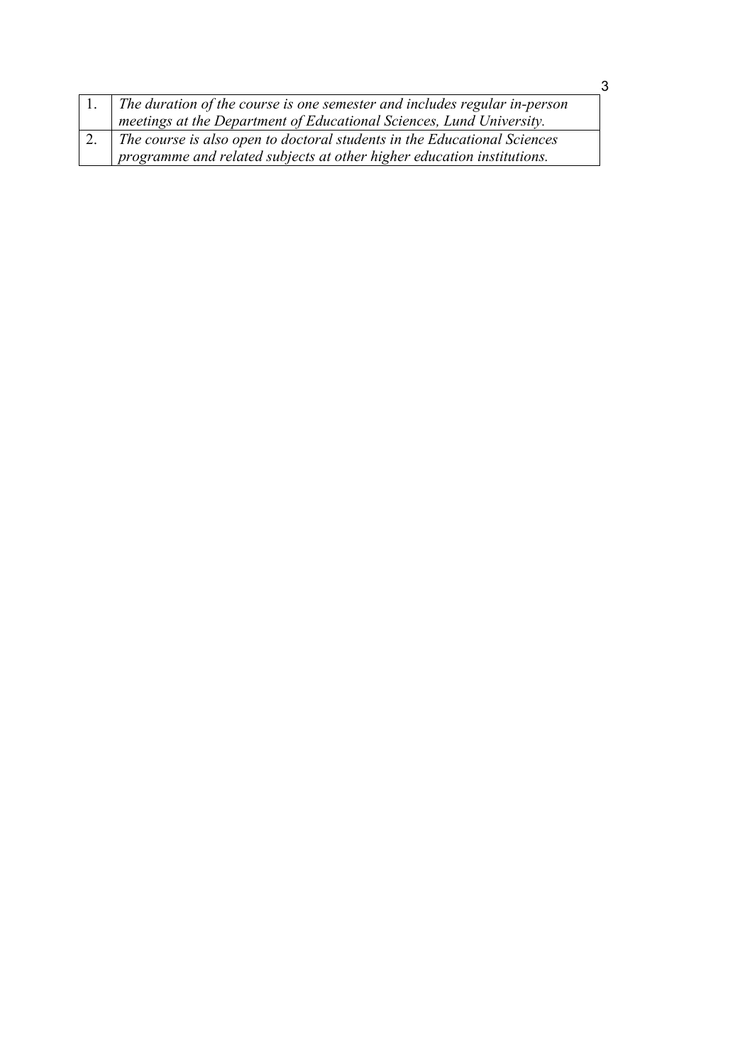| | |
|---|---|
| 1. | *The duration of the course is one semester and includes regular in-person meetings at the Department of Educational Sciences, Lund University.* |
| 2. | *The course is also open to doctoral students in the Educational Sciences programme and related subjects at other higher education institutions.* |